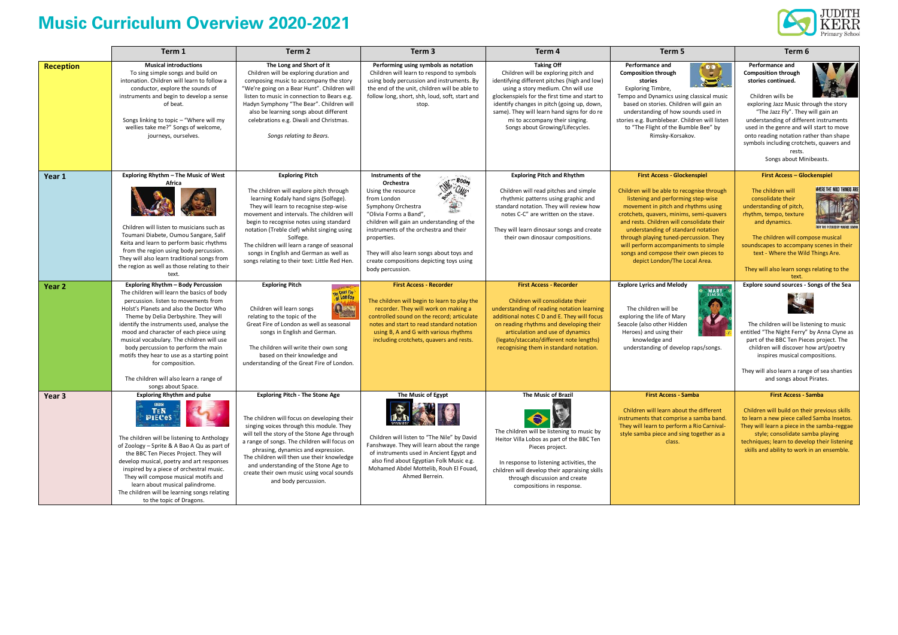# Music Curriculum Overview 2020-2021

| | Term 1 | Term 2 | Term 3 | Term 4 | Term 5 | Term 6 |
|---|---|---|---|---|---|---|
| **Reception** | **Musical introductions** To sing simple songs and build on intonation. Children will learn to follow a conductor, explore the sounds of instruments and begin to develop a sense of beat. Songs linking to topic – "Where will my wellies take me?" Songs of welcome, journeys, ourselves. | **The Long and Short of it** Children will be exploring duration and composing music to accompany the story "We're going on a Bear Hunt". Children will listen to music in connection to Bears e.g. Hadyn Symphony "The Bear". Children will also be learning songs about different celebrations e.g. Diwali and Christmas. *Songs relating to Bears.* | **Performing using symbols as notation** Children will learn to respond to symbols using body percussion and instruments. By the end of the unit, children will be able to follow long, short, shh, loud, soft, start and stop. | **Taking Off** Children will be exploring pitch and identifying different pitches (high and low) using a story medium. Chn will use glockenspiels for the first time and start to identify changes in pitch (going up, down, same). They will learn hand signs for do re mi to accompany their singing. Songs about Growing/Lifecycles. | **Performance and Composition through stories** Exploring Timbre, Tempo and Dynamics using classical music based on stories. Children will gain an understanding of how sounds used in stories e.g. Bumblebear. Children will listen to "The Flight of the Bumble Bee" by Rimsky-Korsakov. | **Performance and Composition through stories continued.** Children wills be exploring Jazz Music through the story "The Jazz Fly". They will gain an understanding of different instruments used in the genre and will start to move onto reading notation rather than shape symbols including crotchets, quavers and rests. Songs about Minibeasts. |
| **Year 1** | **Exploring Rhythm – The Music of West Africa** Children will listen to musicians such as Toumani Diabete, Oumou Sangare, Salif Keita and learn to perform basic rhythms from the region using body percussion. They will also learn traditional songs from the region as well as those relating to their text. | **Exploring Pitch** The children will explore pitch through learning Kodaly hand signs (Solfege). They will learn to recognise step-wise movement and intervals. The children will begin to recognise notes using standard notation (Treble clef) whilst singing using Solfege. The children will learn a range of seasonal songs in English and German as well as songs relating to their text: Little Red Hen. | **Instruments of the Orchestra** Using the resource from London Symphony Orchestra "Olivia Forms a Band", children will gain an understanding of the instruments of the orchestra and their properties. They will also learn songs about toys and create compositions depicting toys using body percussion. | **Exploring Pitch and Rhythm** Children will read pitches and simple rhythmic patterns using graphic and standard notation. They will review how notes C-C" are written on the stave. They will learn dinosaur songs and create their own dinosaur compositions. | **First Access - Glockenspiel** Children will be able to recognise through listening and performing step-wise movement in pitch and rhythms using crotchets, quavers, minims, semi-quavers and rests. Children will consolidate their understanding of standard notation through playing tuned-percussion. They will perform accompaniments to simple songs and compose their own pieces to depict London/The Local Area. | **First Access – Glockenspiel** The children will consolidate their understanding of pitch, rhythm, tempo, texture and dynamics. The children will compose musical soundscapes to accompany scenes in their text - Where the Wild Things Are. They will also learn songs relating to the text. |
| **Year 2** | **Exploring Rhythm – Body Percussion** The children will learn the basics of body percussion. listen to movements from Holst's Planets and also the Doctor Who Theme by Delia Derbyshire. They will identify the instruments used, analyse the mood and character of each piece using musical vocabulary. The children will use body percussion to perform the main motifs they hear to use as a starting point for composition. The children will also learn a range of songs about Space. | **Exploring Pitch** Children will learn songs relating to the topic of the Great Fire of London as well as seasonal songs in English and German. The children will write their own song based on their knowledge and understanding of the Great Fire of London. | **First Access - Recorder** The children will begin to learn to play the recorder. They will work on making a controlled sound on the record; articulate notes and start to read standard notation using B, A and G with various rhythms including crotchets, quavers and rests. | **First Access - Recorder** Children will consolidate their understanding of reading notation learning additional notes C D and E. They will focus on reading rhythms and developing their articulation and use of dynamics (legato/staccato/different note lengths) recognising them in standard notation. | **Explore Lyrics and Melody** The children will be exploring the life of Mary Seacole (also other Hidden Heroes) and using their knowledge and understanding of develop raps/songs. | **Explore sound sources - Songs of the Sea** The children will be listening to music entitled "The Night Ferry" by Anna Clyne as part of the BBC Ten Pieces project. The children will discover how art/poetry inspires musical compositions. They will also learn a range of sea shanties and songs about Pirates. |
| **Year 3** | **Exploring Rhythm and pulse** The children will be listening to Anthology of Zoology – Sprite & A Bao A Qu as part of the BBC Ten Pieces Project. They will develop musical, poetry and art responses inspired by a piece of orchestral music. They will compose musical motifs and learn about musical palindrome. The children will be learning songs relating to the topic of Dragons. | **Exploring Pitch - The Stone Age** The children will focus on developing their singing voices through this module. They will tell the story of the Stone Age through a range of songs. The children will focus on phrasing, dynamics and expression. The children will then use their knowledge and understanding of the Stone Age to create their own music using vocal sounds and body percussion. | **The Music of Egypt** Children will listen to "The Nile" by David Fanshwaye. They will learn about the range of instruments used in Ancient Egypt and also find out about Egyptian Folk Music e.g. Mohamed Abdel Mottelib, Rouh El Fouad, Ahmed Berrein. | **The Music of Brazil** The children will be listening to music by Heitor Villa Lobos as part of the BBC Ten Pieces project. In response to listening activities, the children will develop their appraising skills through discussion and create compositions in response. | **First Access - Samba** Children will learn about the different instruments that comprise a samba band. They will learn to perform a Rio Carnival-style samba piece and sing together as a class. | **First Access - Samba** Children will build on their previous skills to learn a new piece called Samba Insetos. They will learn a piece in the samba-reggae style; consolidate samba playing techniques; learn to develop their listening skills and ability to work in an ensemble. |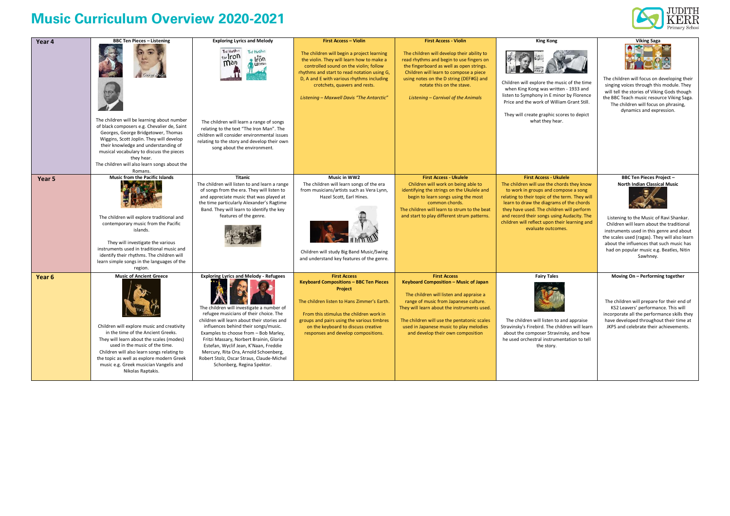# Music Curriculum Overview 2020-2021

| | | | | | | |
|---|---|---|---|---|---|---|
| **Year 4** | **BBC Ten Pieces – Listening**<br><br>The children will be learning about number of black composers e.g. Chevalier de, Saint Georges, George Bridgetower, Thomas Wiggins, Scott Joplin. They will develop their knowledge and understanding of musical vocabulary to discuss the pieces they hear.<br>The children will also learn songs about the Romans. | **Exploring Lyrics and Melody**<br><br>The children will learn a range of songs relating to the text "The Iron Man". The children will consider environmental issues relating to the story and develop their own song about the environment. | **First Access – Violin**<br><br>The children will begin a project learning the violin. They will learn how to make a controlled sound on the violin; follow rhythms and start to read notation using G, D, A and E with various rhythms including crotchets, quavers and rests.<br><br>*Listening – Maxwell Davis "The Antarctic"* | **First Access - Violin**<br><br>The children will develop their ability to read rhythms and begin to use fingers on the fingerboard as well as open strings. Children will learn to compose a piece using notes on the D string (DEF#G) and notate this on the stave.<br><br>*Listening – Carnival of the Animals* | **King Kong**<br><br>Children will explore the music of the time when King Kong was written - 1933 and listen to Symphony in E minor by Florence Price and the work of William Grant Still.<br><br>They will create graphic scores to depict what they hear. | **Viking Saga**<br><br>The children will focus on developing their singing voices through this module. They will tell the stories of Viking Gods though the BBC Teach music resource Viking Saga. The children will focus on phrasing, dynamics and expression. |
| **Year 5** | **Music from the Pacific Islands**<br><br>The children will explore traditional and contemporary music from the Pacific islands.<br><br>They will investigate the various instruments used in traditional music and identify their rhythms. The children will learn simple songs in the languages of the region. | **Titanic**<br>The children will listen to and learn a range of songs from the era. They will listen to and appreciate music that was played at the time particularly Alexander's Ragtime Band. They will learn to identify the key features of the genre. | **Music in WW2**<br>The children will learn songs of the era from musicians/artists such as Vera Lynn, Hazel Scott, Earl Hines.<br><br>Children will study Big Band Music/Swing and understand key features of the genre. | **First Access - Ukulele**<br>Children will work on being able to identifying the strings on the Ukulele and begin to learn songs using the most common chords.<br>The children will learn to strum to the beat and start to play different strum patterns. | **First Access - Ukulele**<br>The children will use the chords they know to work in groups and compose a song relating to their topic of the term. They will learn to draw the diagrams of the chords they have used. The children will perform and record their songs using Audacity. The children will reflect upon their learning and evaluate outcomes. | **BBC Ten Pieces Project – North Indian Classical Music**<br><br>Listening to the Music of Ravi Shankar. Children will learn about the traditional instruments used in this genre and about the scales used (ragas). They will also learn about the influences that such music has had on popular music e.g. Beatles, Nitin Sawhney. |
| **Year 6** | **Music of Ancient Greece**<br><br>Children will explore music and creativity in the time of the Ancient Greeks. They will learn about the scales (modes) used in the music of the time.<br>Children will also learn songs relating to the topic as well as explore modern Greek music e.g. Greek musician Vangelis and Nikolas Raptakis. | **Exploring Lyrics and Melody - Refugees**<br><br>The children will investigate a number of refugee musicians of their choice. The children will learn about their stories and influences behind their songs/music. Examples to choose from – Bob Marley, Fritzi Massary, Norbert Brainin, Gloria Estefan, Wyclif Jean, K'Naan, Freddie Mercury, Rita Ora, Arnold Schoenberg, Robert Stolz, Oscar Straus, Claude-Michel Schonberg, Regina Spektor. | **First Access**<br>**Keyboard Compositions – BBC Ten Pieces Project**<br><br>The children listen to Hans Zimmer's Earth.<br><br>From this stimulus the children work in groups and pairs using the various timbres on the keyboard to discuss creative responses and develop compositions. | **First Access**<br>**Keyboard Composition – Music of Japan**<br><br>The children will listen and appraise a range of music from Japanese culture. They will learn about the instruments used.<br><br>The children will use the pentatonic scales used in Japanese music to play melodies and develop their own composition | **Fairy Tales**<br><br>The children will listen to and appraise Stravinsky's Firebird. The children will learn about the composer Stravinsky, and how he used orchestral instrumentation to tell the story. | **Moving On – Performing together**<br><br>The children will prepare for their end of KS2 Leavers' performance. This will incorporate all the performance skills they have developed throughout their time at JKPS and celebrate their achievements. |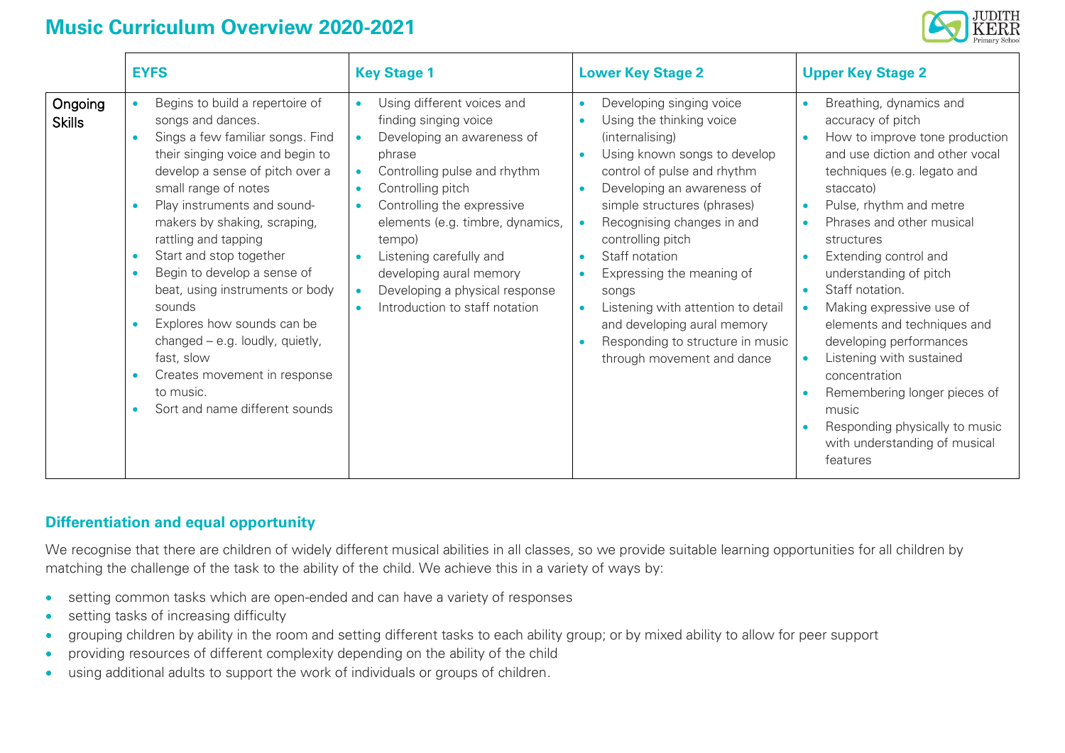# Music Curriculum Overview 2020-2021

| | EYFS | Key Stage 1 | Lower Key Stage 2 | Upper Key Stage 2 |
|---|---|---|---|---|
| Ongoing Skills | • Begins to build a repertoire of songs and dances.<br>• Sings a few familiar songs. Find their singing voice and begin to develop a sense of pitch over a small range of notes<br>• Play instruments and sound-makers by shaking, scraping, rattling and tapping<br>• Start and stop together<br>• Begin to develop a sense of beat, using instruments or body sounds<br>• Explores how sounds can be changed – e.g. loudly, quietly, fast, slow<br>• Creates movement in response to music.<br>• Sort and name different sounds | • Using different voices and finding singing voice<br>• Developing an awareness of phrase<br>• Controlling pulse and rhythm<br>• Controlling pitch<br>• Controlling the expressive elements (e.g. timbre, dynamics, tempo)<br>• Listening carefully and developing aural memory<br>• Developing a physical response<br>• Introduction to staff notation | • Developing singing voice<br>• Using the thinking voice (internalising)<br>• Using known songs to develop control of pulse and rhythm<br>• Developing an awareness of simple structures (phrases)<br>• Recognising changes in and controlling pitch<br>• Staff notation<br>• Expressing the meaning of songs<br>• Listening with attention to detail and developing aural memory<br>• Responding to structure in music through movement and dance | • Breathing, dynamics and accuracy of pitch<br>• How to improve tone production and use diction and other vocal techniques (e.g. legato and staccato)<br>• Pulse, rhythm and metre<br>• Phrases and other musical structures<br>• Extending control and understanding of pitch<br>• Staff notation.<br>• Making expressive use of elements and techniques and developing performances<br>• Listening with sustained concentration<br>• Remembering longer pieces of music<br>• Responding physically to music with understanding of musical features |

## Differentiation and equal opportunity

We recognise that there are children of widely different musical abilities in all classes, so we provide suitable learning opportunities for all children by matching the challenge of the task to the ability of the child. We achieve this in a variety of ways by:

- setting common tasks which are open-ended and can have a variety of responses
- setting tasks of increasing difficulty
- grouping children by ability in the room and setting different tasks to each ability group; or by mixed ability to allow for peer support
- providing resources of different complexity depending on the ability of the child
- using additional adults to support the work of individuals or groups of children.